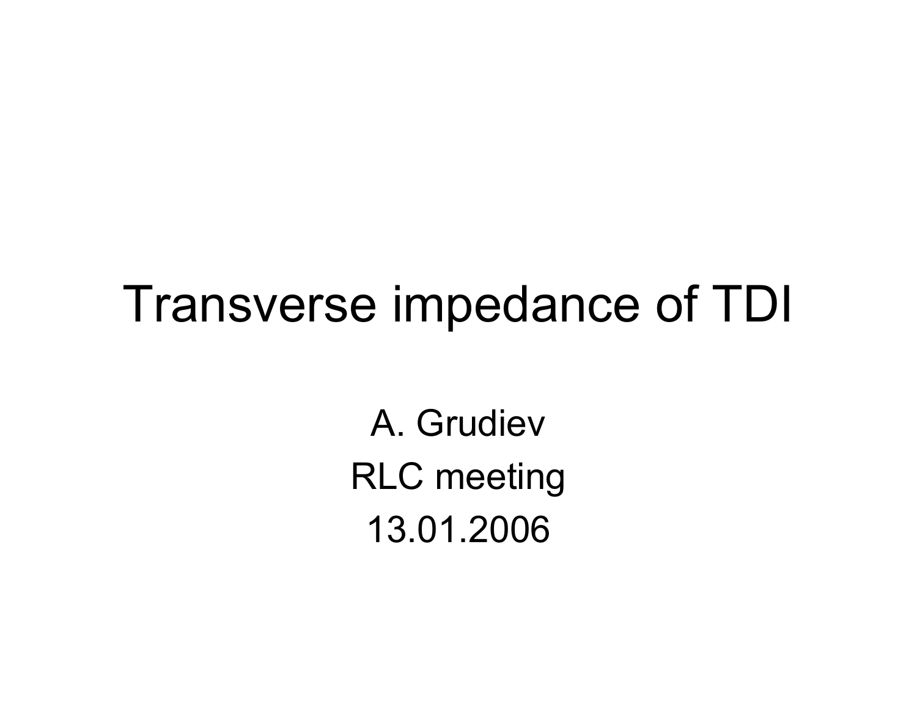# Transverse impedance of TDI

A. Grudiev

RLC meeting

13.01.2006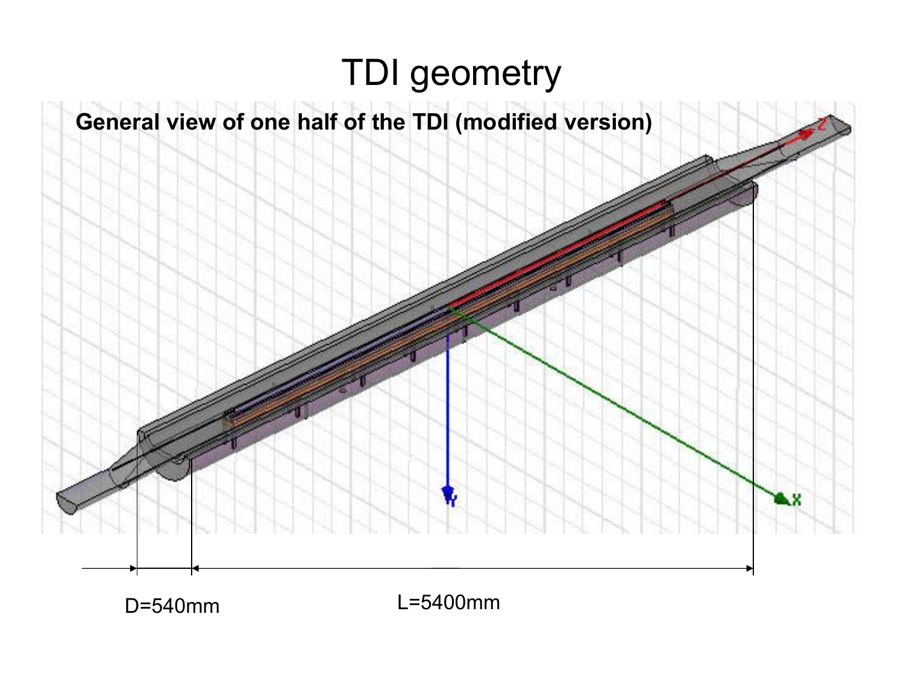# TDI geometry

**General view of one half of the TDI (modified version)**

D=540mm

L=5400mm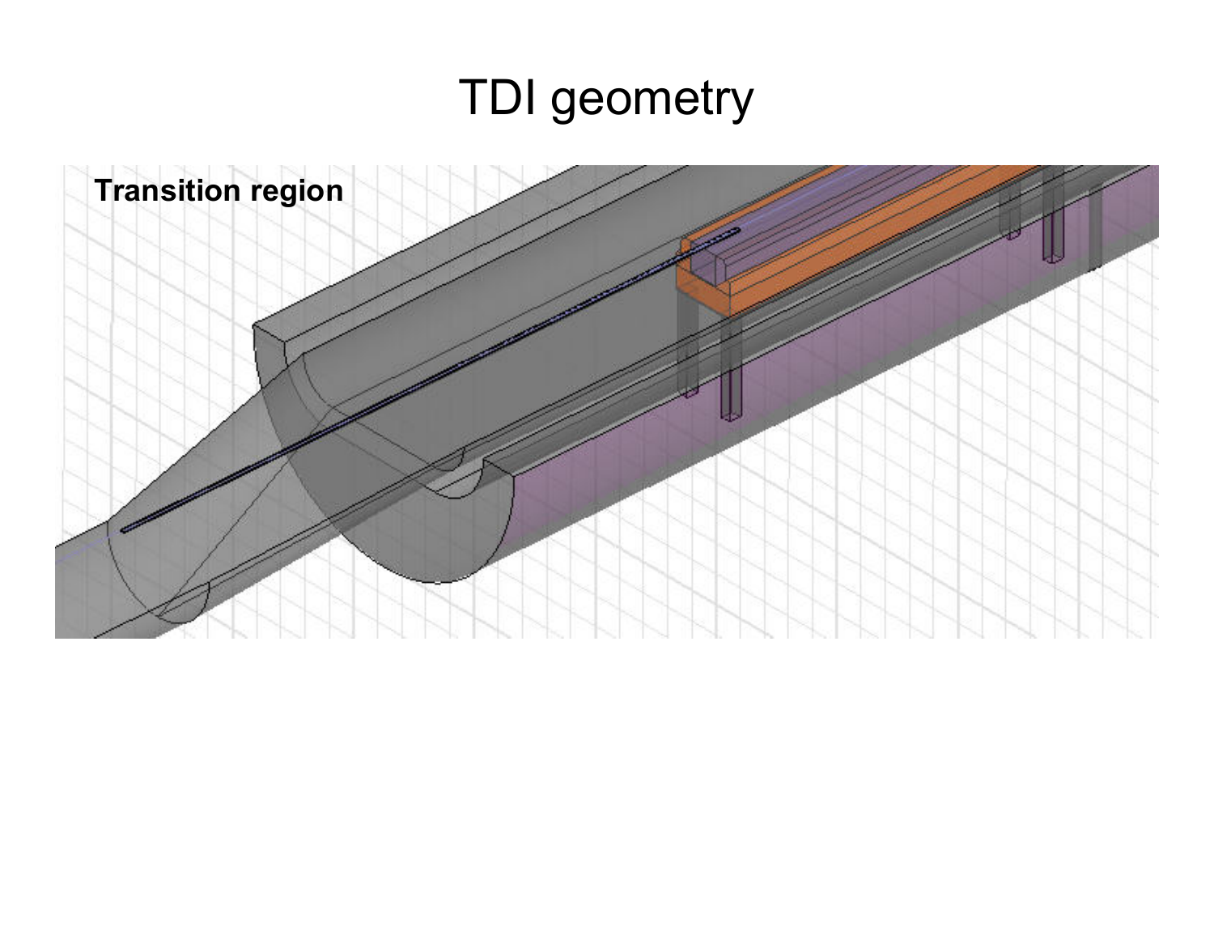# TDI geometry

**Transition region**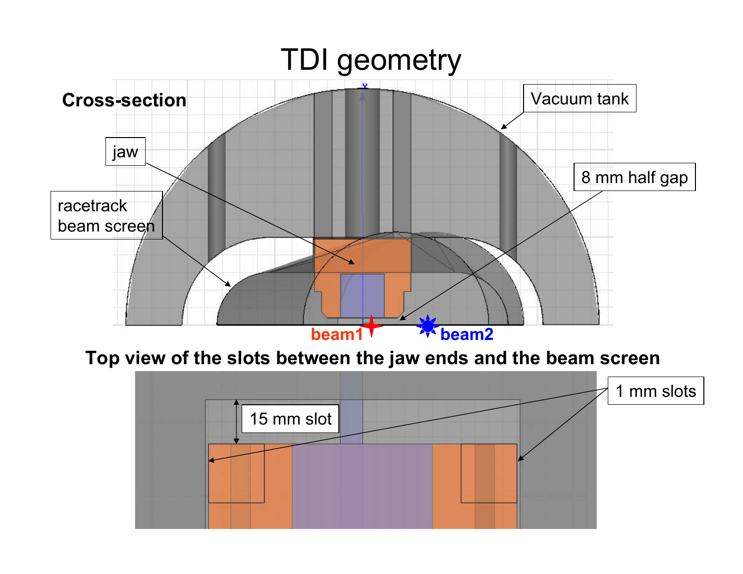# TDI geometry

**Cross-section**

Vacuum tank

jaw

8 mm half gap

racetrack beam screen

beam1

beam2

**Top view of the slots between the jaw ends and the beam screen**

15 mm slot

1 mm slots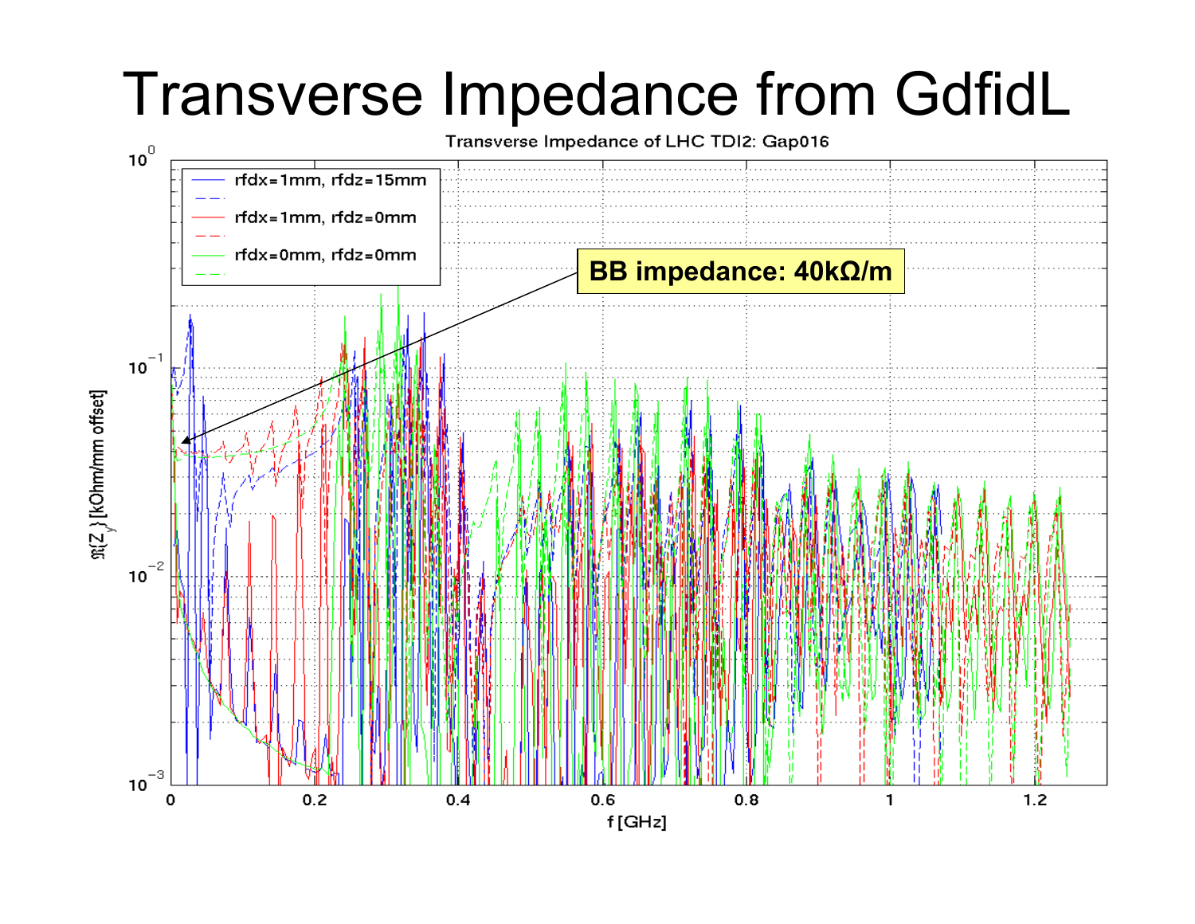# Transverse Impedance from GdfidL

Transverse Impedance of LHC TDI2: Gap016

rfdx=1mm, rfdz=15mm

rfdx=1mm, rfdz=0mm

rfdx=0mm, rfdz=0mm

**BB impedance: 40kΩ/m**

$\Re\{Z_y\}$ [kOhm/mm offset]

f [GHz]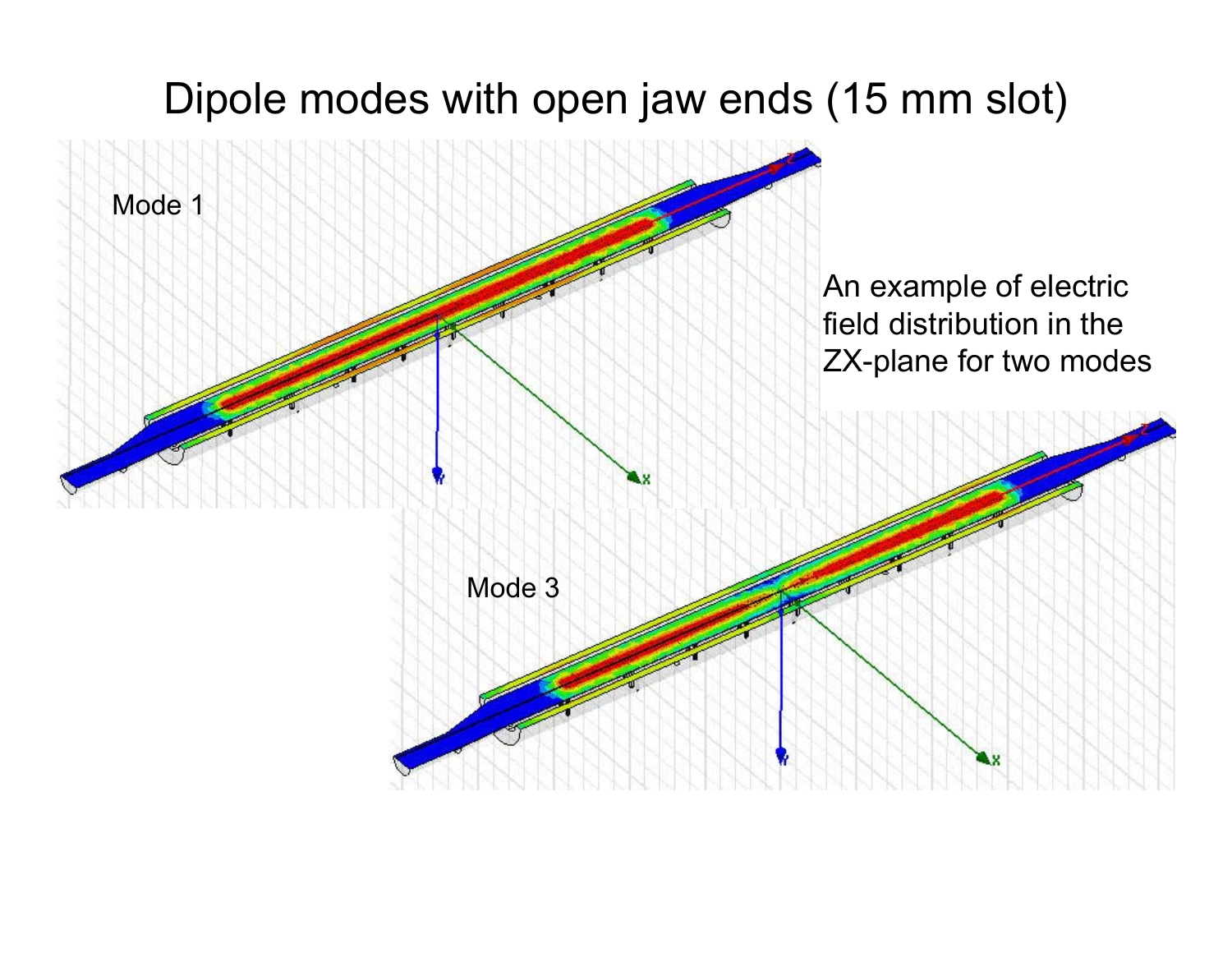# Dipole modes with open jaw ends (15 mm slot)

Mode 1

An example of electric field distribution in the ZX-plane for two modes

Mode 3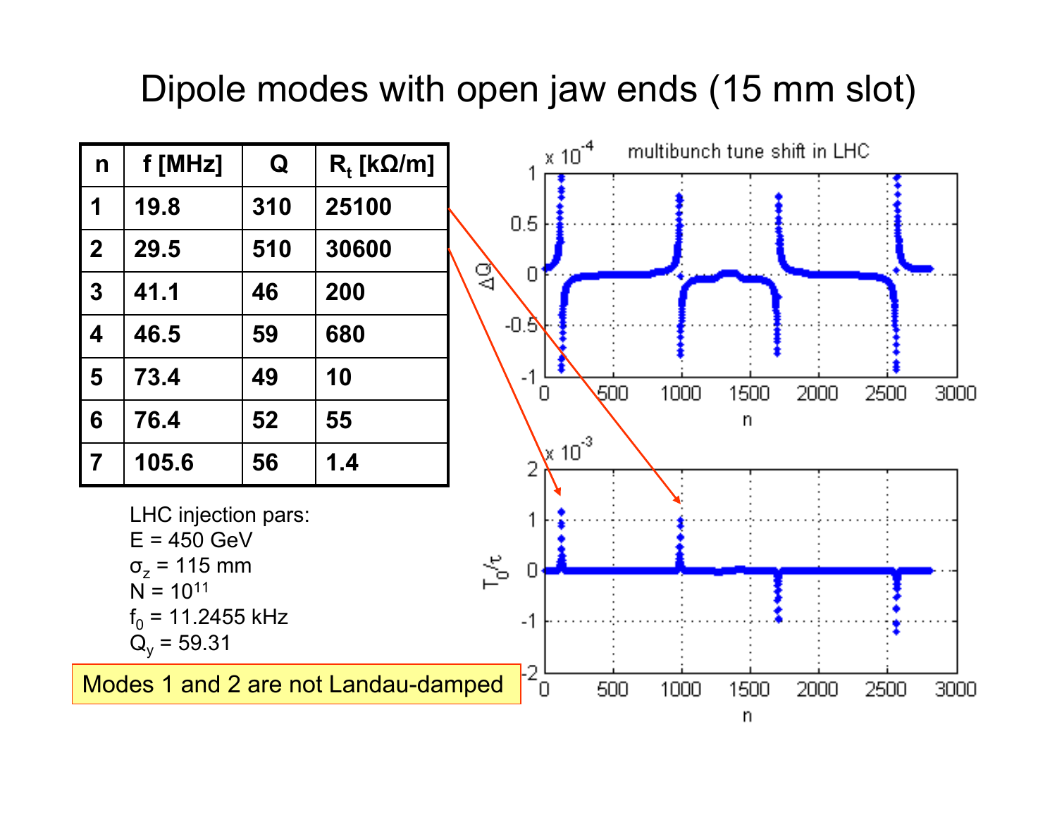# Dipole modes with open jaw ends (15 mm slot)

| n | f [MHz] | Q | $R_t$ [kΩ/m] |
|---|---|---|---|
| 1 | 19.8 | 310 | 25100 |
| 2 | 29.5 | 510 | 30600 |
| 3 | 41.1 | 46 | 200 |
| 4 | 46.5 | 59 | 680 |
| 5 | 73.4 | 49 | 10 |
| 6 | 76.4 | 52 | 55 |
| 7 | 105.6 | 56 | 1.4 |

LHC injection pars:
E = 450 GeV
$\sigma_z$ = 115 mm
N = $10^{11}$
$f_0$ = 11.2455 kHz
$Q_y$ = 59.31

Modes 1 and 2 are not Landau-damped

multibunch tune shift in LHC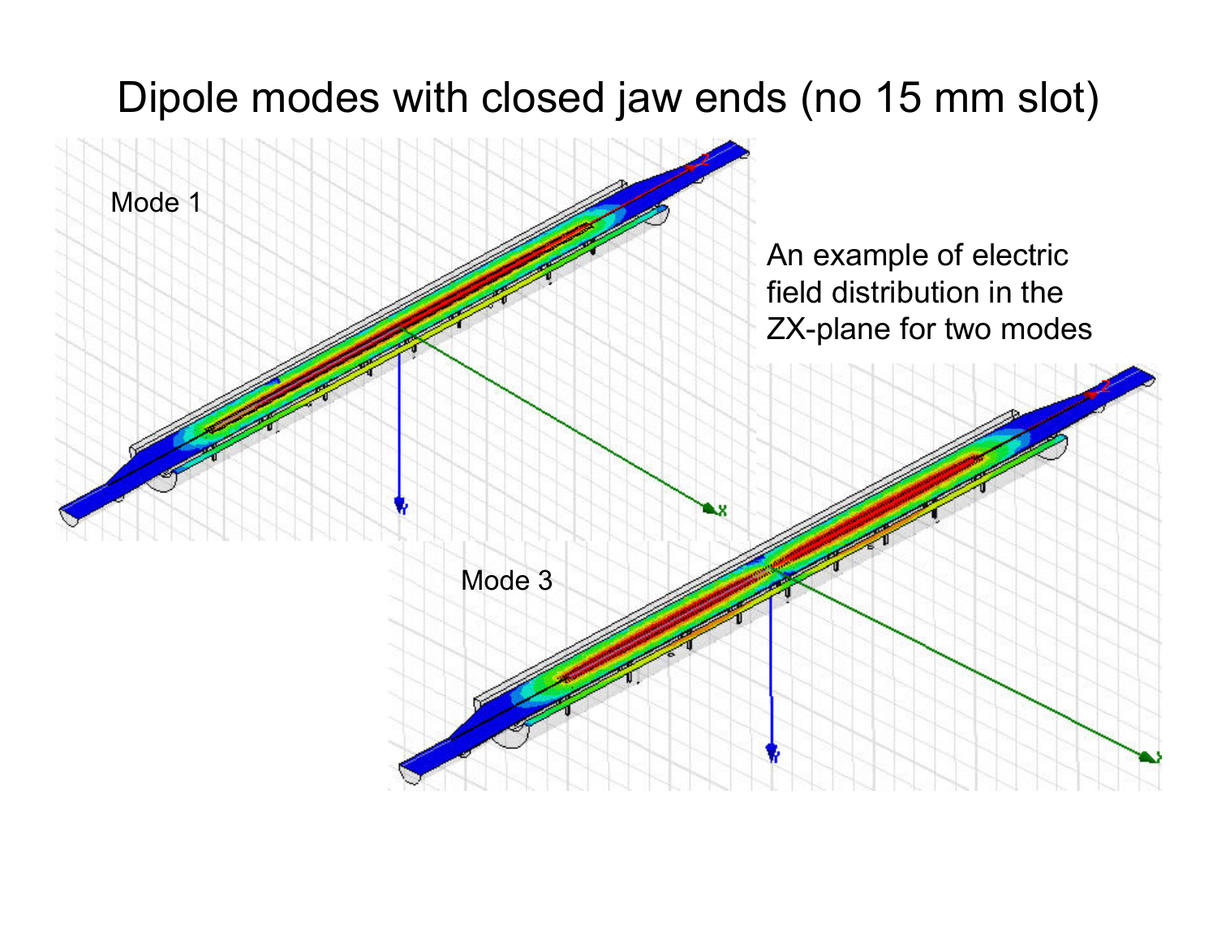# Dipole modes with closed jaw ends (no 15 mm slot)

Mode 1

An example of electric field distribution in the ZX-plane for two modes

Mode 3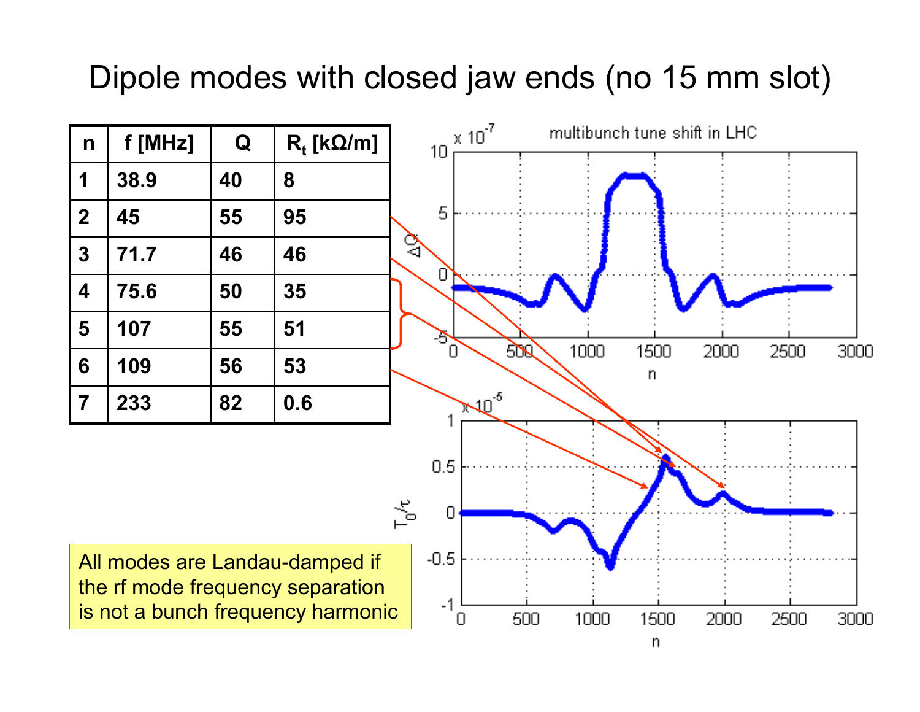# Dipole modes with closed jaw ends (no 15 mm slot)

| n | f [MHz] | Q | $R_t$ [kΩ/m] |
|---|---|---|---|
| 1 | 38.9 | 40 | 8 |
| 2 | 45 | 55 | 95 |
| 3 | 71.7 | 46 | 46 |
| 4 | 75.6 | 50 | 35 |
| 5 | 107 | 55 | 51 |
| 6 | 109 | 56 | 53 |
| 7 | 233 | 82 | 0.6 |

All modes are Landau-damped if the rf mode frequency separation is not a bunch frequency harmonic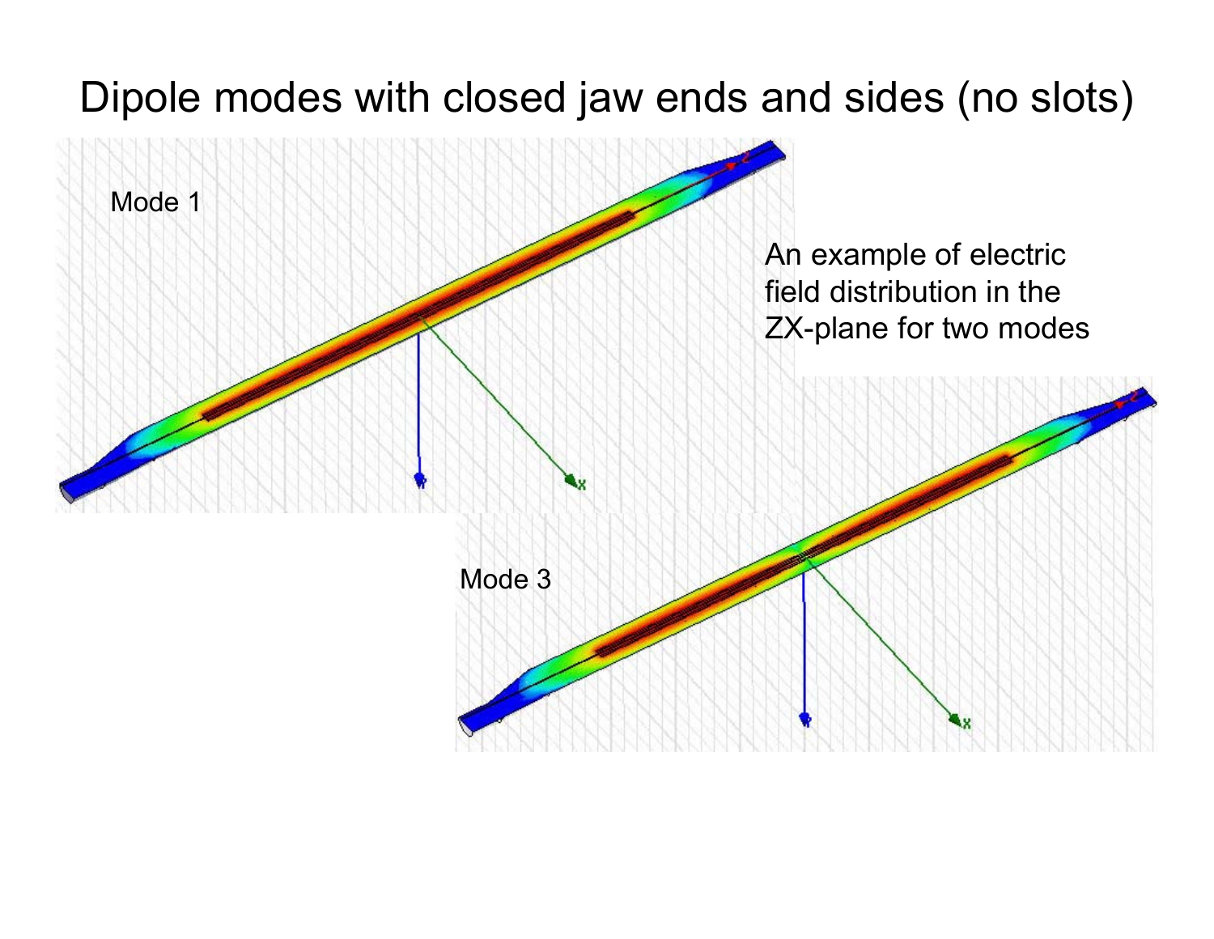# Dipole modes with closed jaw ends and sides (no slots)

Mode 1

An example of electric field distribution in the ZX-plane for two modes

Mode 3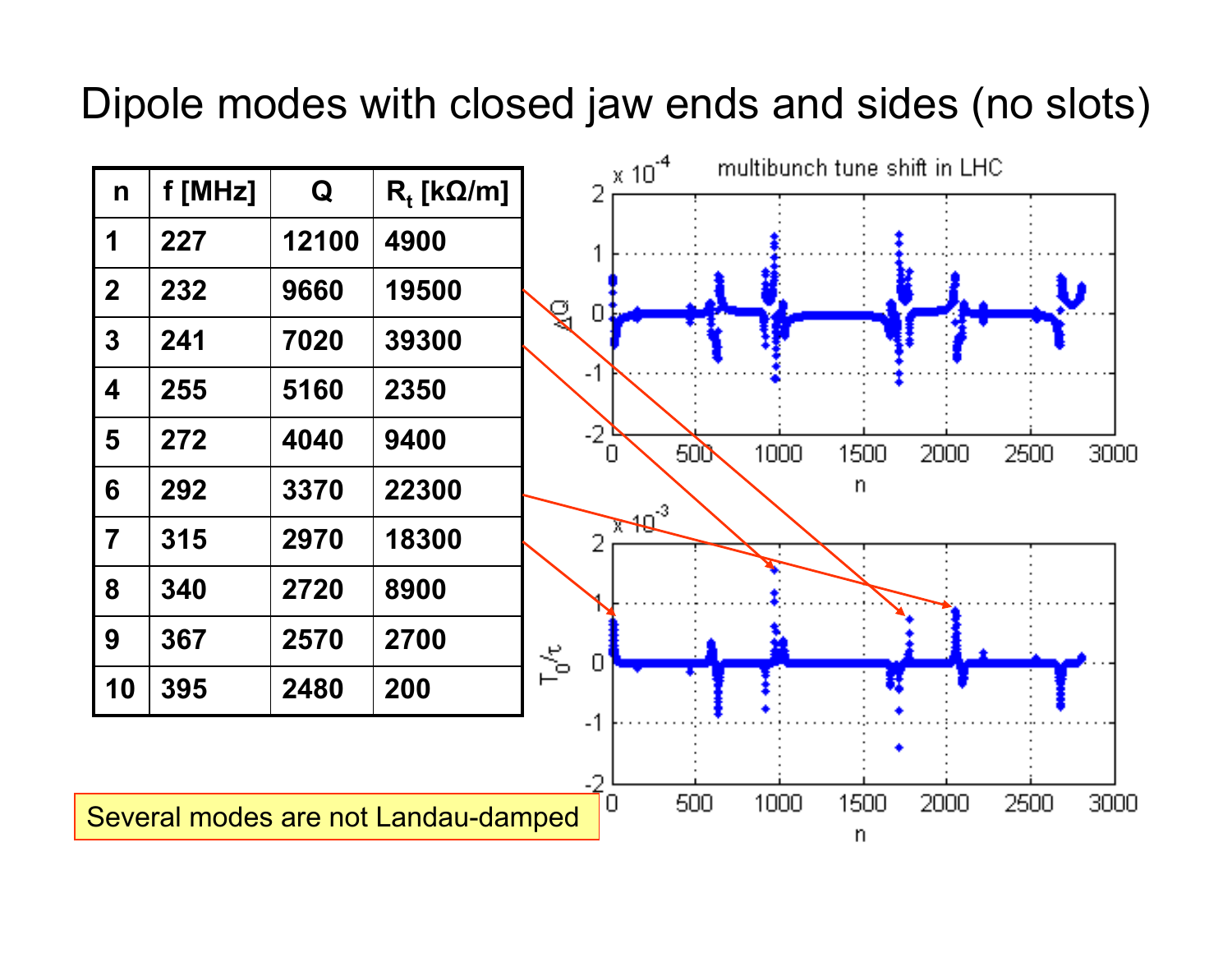# Dipole modes with closed jaw ends and sides (no slots)

| n | f [MHz] | Q | $R_t$ [kΩ/m] |
|---|---|---|---|
| 1 | 227 | 12100 | 4900 |
| 2 | 232 | 9660 | 19500 |
| 3 | 241 | 7020 | 39300 |
| 4 | 255 | 5160 | 2350 |
| 5 | 272 | 4040 | 9400 |
| 6 | 292 | 3370 | 22300 |
| 7 | 315 | 2970 | 18300 |
| 8 | 340 | 2720 | 8900 |
| 9 | 367 | 2570 | 2700 |
| 10 | 395 | 2480 | 200 |

Several modes are not Landau-damped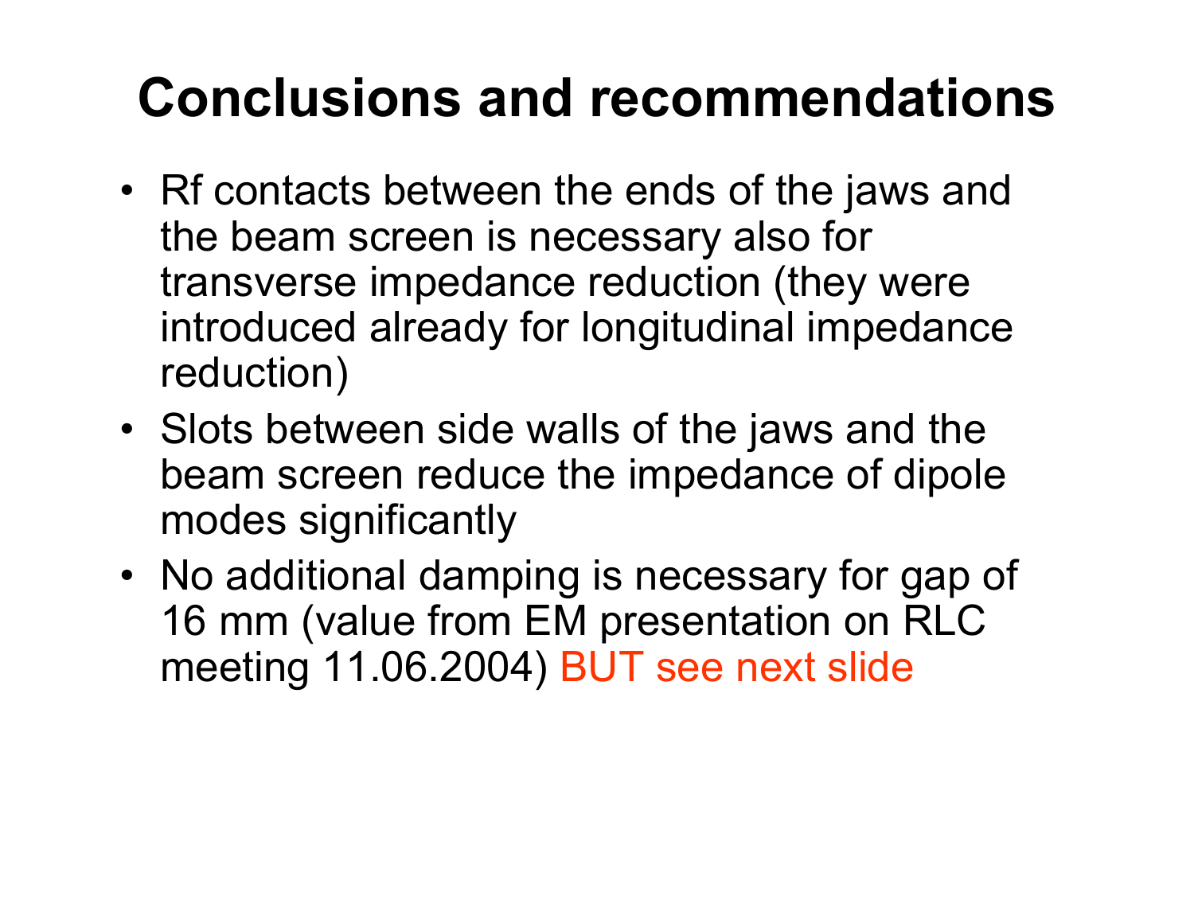# Conclusions and recommendations

- Rf contacts between the ends of the jaws and the beam screen is necessary also for transverse impedance reduction (they were introduced already for longitudinal impedance reduction)
- Slots between side walls of the jaws and the beam screen reduce the impedance of dipole modes significantly
- No additional damping is necessary for gap of 16 mm (value from EM presentation on RLC meeting 11.06.2004) BUT see next slide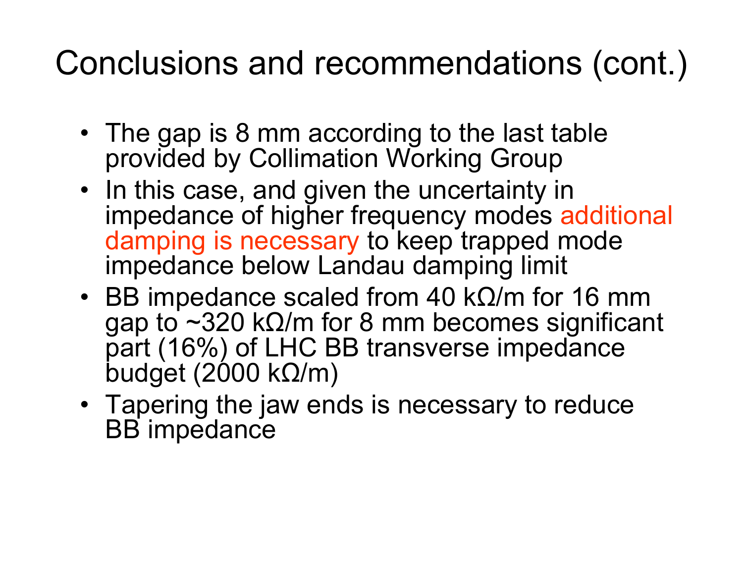# Conclusions and recommendations (cont.)

- The gap is 8 mm according to the last table provided by Collimation Working Group
- In this case, and given the uncertainty in impedance of higher frequency modes additional damping is necessary to keep trapped mode impedance below Landau damping limit
- BB impedance scaled from 40 kΩ/m for 16 mm gap to ~320 kΩ/m for 8 mm becomes significant part (16%) of LHC BB transverse impedance budget (2000 kΩ/m)
- Tapering the jaw ends is necessary to reduce BB impedance